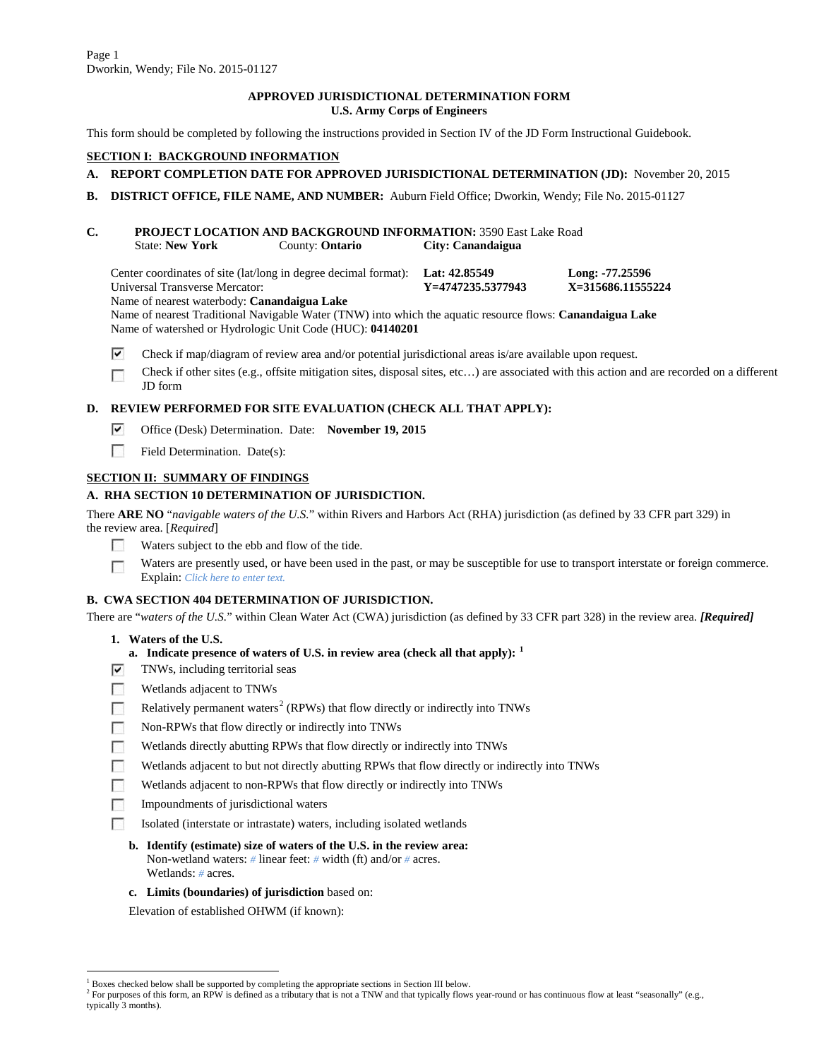## APPROVED JURISDICTIONAL DETERMINATION FORM
### U.S. Army Corps of Engineers

This form should be completed by following the instructions provided in Section IV of the JD Form Instructional Guidebook.

## SECTION I: BACKGROUND INFORMATION

**A. REPORT COMPLETION DATE FOR APPROVED JURISDICTIONAL DETERMINATION (JD):** November 20, 2015

**B. DISTRICT OFFICE, FILE NAME, AND NUMBER:** Auburn Field Office; Dworkin, Wendy; File No. 2015-01127

**C. PROJECT LOCATION AND BACKGROUND INFORMATION:** 3590 East Lake Road
State: **New York** County: **Ontario** **City: Canandaigua**

Center coordinates of site (lat/long in degree decimal format): **Lat: 42.85549** **Long: -77.25596**
Universal Transverse Mercator: **Y=4747235.5377943** **X=315686.11555224**
Name of nearest waterbody: **Canandaigua Lake**
Name of nearest Traditional Navigable Water (TNW) into which the aquatic resource flows: **Canandaigua Lake**
Name of watershed or Hydrologic Unit Code (HUC): **04140201**

- [x] Check if map/diagram of review area and/or potential jurisdictional areas is/are available upon request.
- [ ] Check if other sites (e.g., offsite mitigation sites, disposal sites, etc…) are associated with this action and are recorded on a different JD form

**D. REVIEW PERFORMED FOR SITE EVALUATION (CHECK ALL THAT APPLY):**

- [x] Office (Desk) Determination. Date: **November 19, 2015**
- [ ] Field Determination. Date(s):

## SECTION II: SUMMARY OF FINDINGS

### A. RHA SECTION 10 DETERMINATION OF JURISDICTION.

There **ARE NO** "*navigable waters of the U.S.*" within Rivers and Harbors Act (RHA) jurisdiction (as defined by 33 CFR part 329) in the review area. [*Required*]

- [ ] Waters subject to the ebb and flow of the tide.
- [ ] Waters are presently used, or have been used in the past, or may be susceptible for use to transport interstate or foreign commerce. Explain: *Click here to enter text.*

### B. CWA SECTION 404 DETERMINATION OF JURISDICTION.

There are "*waters of the U.S.*" within Clean Water Act (CWA) jurisdiction (as defined by 33 CFR part 328) in the review area. ***[Required]***

**1. Waters of the U.S.**

**a. Indicate presence of waters of U.S. in review area (check all that apply):** [1]

- [x] TNWs, including territorial seas
- [ ] Wetlands adjacent to TNWs
- [ ] Relatively permanent waters[2] (RPWs) that flow directly or indirectly into TNWs
- [ ] Non-RPWs that flow directly or indirectly into TNWs
- [ ] Wetlands directly abutting RPWs that flow directly or indirectly into TNWs
- [ ] Wetlands adjacent to but not directly abutting RPWs that flow directly or indirectly into TNWs
- [ ] Wetlands adjacent to non-RPWs that flow directly or indirectly into TNWs
- [ ] Impoundments of jurisdictional waters
- [ ] Isolated (interstate or intrastate) waters, including isolated wetlands

**b. Identify (estimate) size of waters of the U.S. in the review area:**
Non-wetland waters: # linear feet: # width (ft) and/or # acres.
Wetlands: # acres.

**c. Limits (boundaries) of jurisdiction** based on:

Elevation of established OHWM (if known):

---

[1] Boxes checked below shall be supported by completing the appropriate sections in Section III below.
[2] For purposes of this form, an RPW is defined as a tributary that is not a TNW and that typically flows year-round or has continuous flow at least "seasonally" (e.g., typically 3 months).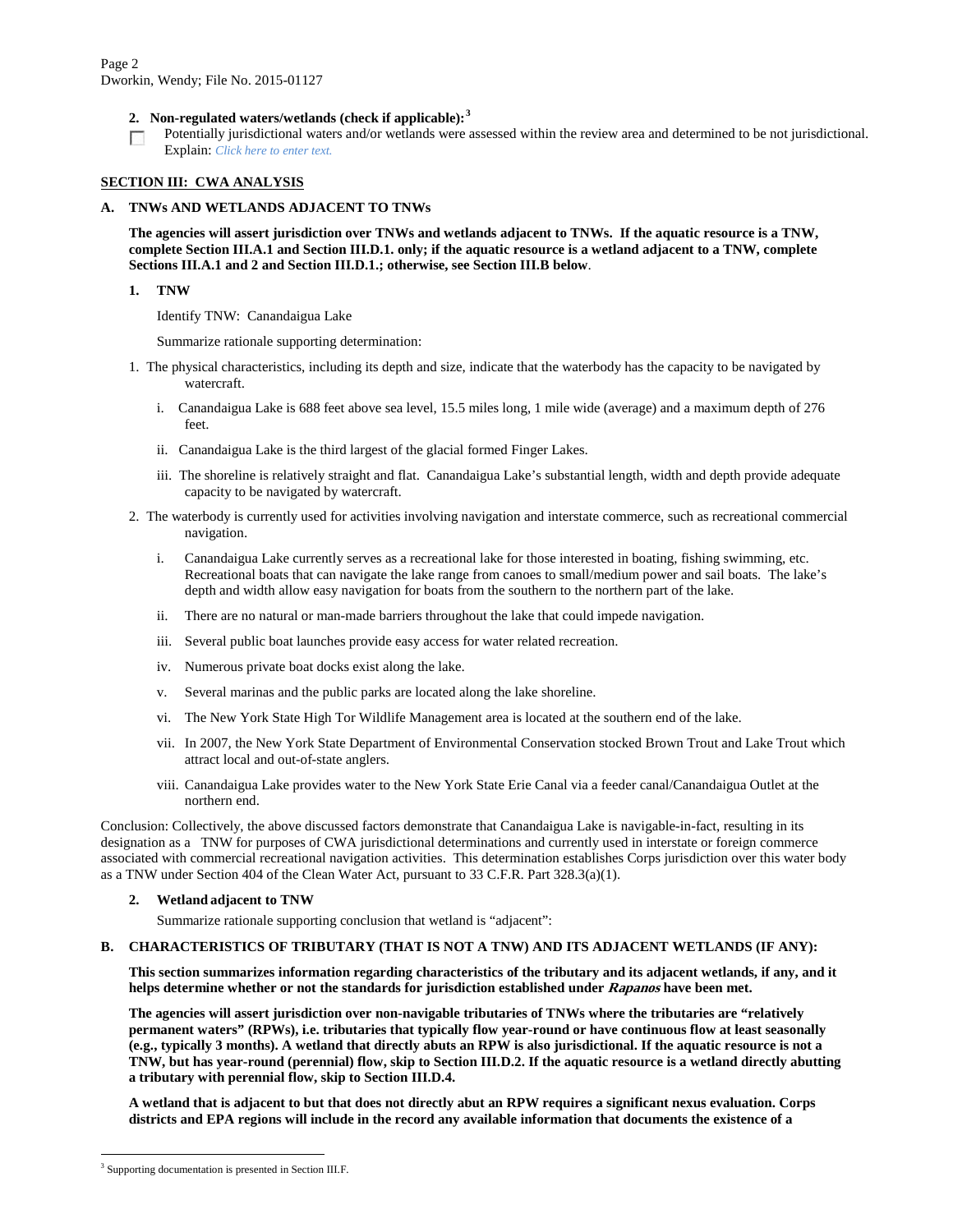**2. Non-regulated waters/wetlands (check if applicable):**[3]

☐ Potentially jurisdictional waters and/or wetlands were assessed within the review area and determined to be not jurisdictional. Explain: *Click here to enter text.*

## SECTION III: CWA ANALYSIS

### A. TNWs AND WETLANDS ADJACENT TO TNWs

**The agencies will assert jurisdiction over TNWs and wetlands adjacent to TNWs. If the aquatic resource is a TNW, complete Section III.A.1 and Section III.D.1. only; if the aquatic resource is a wetland adjacent to a TNW, complete Sections III.A.1 and 2 and Section III.D.1.; otherwise, see Section III.B below**.

**1. TNW**

Identify TNW: Canandaigua Lake

Summarize rationale supporting determination:

1. The physical characteristics, including its depth and size, indicate that the waterbody has the capacity to be navigated by watercraft.
   - i. Canandaigua Lake is 688 feet above sea level, 15.5 miles long, 1 mile wide (average) and a maximum depth of 276 feet.
   - ii. Canandaigua Lake is the third largest of the glacial formed Finger Lakes.
   - iii. The shoreline is relatively straight and flat. Canandaigua Lake's substantial length, width and depth provide adequate capacity to be navigated by watercraft.
2. The waterbody is currently used for activities involving navigation and interstate commerce, such as recreational commercial navigation.
   - i. Canandaigua Lake currently serves as a recreational lake for those interested in boating, fishing swimming, etc. Recreational boats that can navigate the lake range from canoes to small/medium power and sail boats. The lake's depth and width allow easy navigation for boats from the southern to the northern part of the lake.
   - ii. There are no natural or man-made barriers throughout the lake that could impede navigation.
   - iii. Several public boat launches provide easy access for water related recreation.
   - iv. Numerous private boat docks exist along the lake.
   - v. Several marinas and the public parks are located along the lake shoreline.
   - vi. The New York State High Tor Wildlife Management area is located at the southern end of the lake.
   - vii. In 2007, the New York State Department of Environmental Conservation stocked Brown Trout and Lake Trout which attract local and out-of-state anglers.
   - viii. Canandaigua Lake provides water to the New York State Erie Canal via a feeder canal/Canandaigua Outlet at the northern end.

Conclusion: Collectively, the above discussed factors demonstrate that Canandaigua Lake is navigable-in-fact, resulting in its designation as a TNW for purposes of CWA jurisdictional determinations and currently used in interstate or foreign commerce associated with commercial recreational navigation activities. This determination establishes Corps jurisdiction over this water body as a TNW under Section 404 of the Clean Water Act, pursuant to 33 C.F.R. Part 328.3(a)(1).

**2. Wetland adjacent to TNW**

Summarize rationale supporting conclusion that wetland is "adjacent":

### B. CHARACTERISTICS OF TRIBUTARY (THAT IS NOT A TNW) AND ITS ADJACENT WETLANDS (IF ANY):

**This section summarizes information regarding characteristics of the tributary and its adjacent wetlands, if any, and it helps determine whether or not the standards for jurisdiction established under *Rapanos* have been met.**

**The agencies will assert jurisdiction over non-navigable tributaries of TNWs where the tributaries are "relatively permanent waters" (RPWs), i.e. tributaries that typically flow year-round or have continuous flow at least seasonally (e.g., typically 3 months). A wetland that directly abuts an RPW is also jurisdictional. If the aquatic resource is not a TNW, but has year-round (perennial) flow, skip to Section III.D.2. If the aquatic resource is a wetland directly abutting a tributary with perennial flow, skip to Section III.D.4.**

**A wetland that is adjacent to but that does not directly abut an RPW requires a significant nexus evaluation. Corps districts and EPA regions will include in the record any available information that documents the existence of a**

---

[3] Supporting documentation is presented in Section III.F.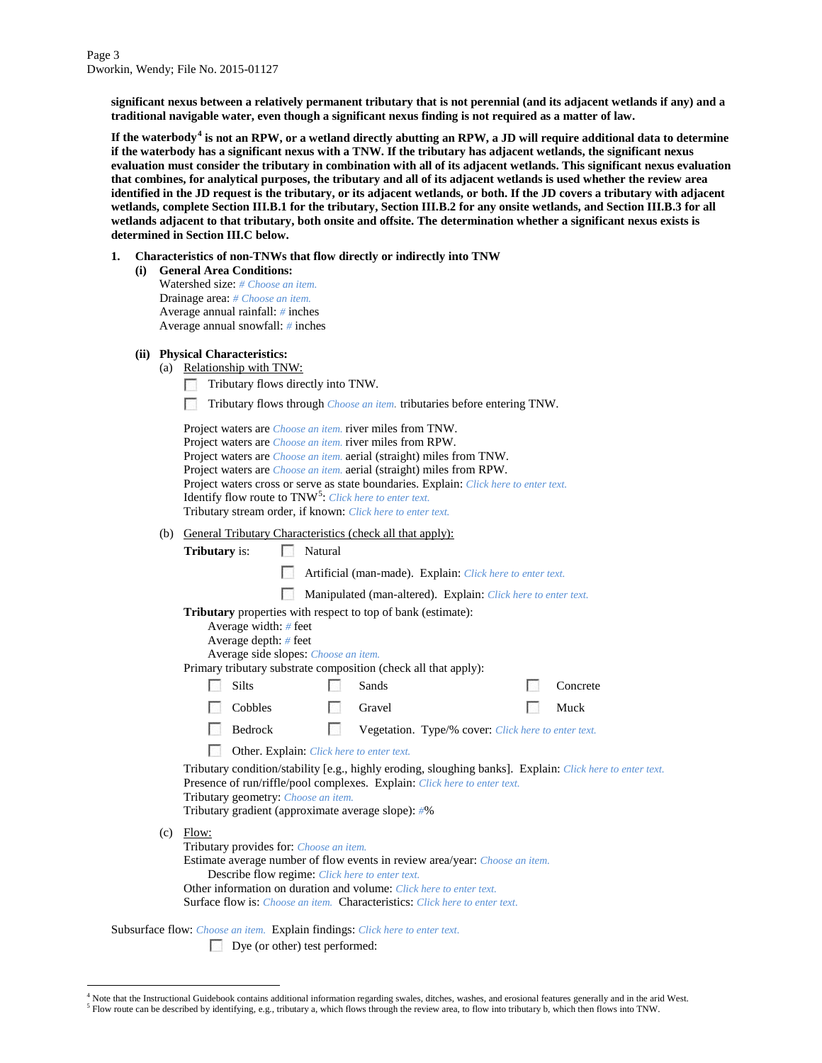**significant nexus between a relatively permanent tributary that is not perennial (and its adjacent wetlands if any) and a traditional navigable water, even though a significant nexus finding is not required as a matter of law.**

**If the waterbody[4] is not an RPW, or a wetland directly abutting an RPW, a JD will require additional data to determine if the waterbody has a significant nexus with a TNW. If the tributary has adjacent wetlands, the significant nexus evaluation must consider the tributary in combination with all of its adjacent wetlands. This significant nexus evaluation that combines, for analytical purposes, the tributary and all of its adjacent wetlands is used whether the review area identified in the JD request is the tributary, or its adjacent wetlands, or both. If the JD covers a tributary with adjacent wetlands, complete Section III.B.1 for the tributary, Section III.B.2 for any onsite wetlands, and Section III.B.3 for all wetlands adjacent to that tributary, both onsite and offsite. The determination whether a significant nexus exists is determined in Section III.C below.**

**1. Characteristics of non-TNWs that flow directly or indirectly into TNW**

**(i) General Area Conditions:**

Watershed size: # Choose an item.
Drainage area: # Choose an item.
Average annual rainfall: # inches
Average annual snowfall: # inches

**(ii) Physical Characteristics:**

(a) Relationship with TNW:

☐ Tributary flows directly into TNW.

☐ Tributary flows through Choose an item. tributaries before entering TNW.

Project waters are Choose an item. river miles from TNW.
Project waters are Choose an item. river miles from RPW.
Project waters are Choose an item. aerial (straight) miles from TNW.
Project waters are Choose an item. aerial (straight) miles from RPW.
Project waters cross or serve as state boundaries. Explain: Click here to enter text.
Identify flow route to TNW[5]: Click here to enter text.
Tributary stream order, if known: Click here to enter text.

(b) General Tributary Characteristics (check all that apply):

**Tributary** is: ☐ Natural

☐ Artificial (man-made). Explain: Click here to enter text.

☐ Manipulated (man-altered). Explain: Click here to enter text.

**Tributary** properties with respect to top of bank (estimate):
Average width: # feet
Average depth: # feet
Average side slopes: Choose an item.

Primary tributary substrate composition (check all that apply):

☐ Silts ☐ Sands ☐ Concrete

☐ Cobbles ☐ Gravel ☐ Muck

☐ Bedrock ☐ Vegetation. Type/% cover: Click here to enter text.

☐ Other. Explain: Click here to enter text.

Tributary condition/stability [e.g., highly eroding, sloughing banks]. Explain: Click here to enter text.
Presence of run/riffle/pool complexes. Explain: Click here to enter text.
Tributary geometry: Choose an item.
Tributary gradient (approximate average slope): #%

(c) Flow:

Tributary provides for: Choose an item.
Estimate average number of flow events in review area/year: Choose an item.
Describe flow regime: Click here to enter text.
Other information on duration and volume: Click here to enter text.
Surface flow is: Choose an item. Characteristics: Click here to enter text.

Subsurface flow: Choose an item. Explain findings: Click here to enter text.

☐ Dye (or other) test performed:

---

[4] Note that the Instructional Guidebook contains additional information regarding swales, ditches, washes, and erosional features generally and in the arid West.
[5] Flow route can be described by identifying, e.g., tributary a, which flows through the review area, to flow into tributary b, which then flows into TNW.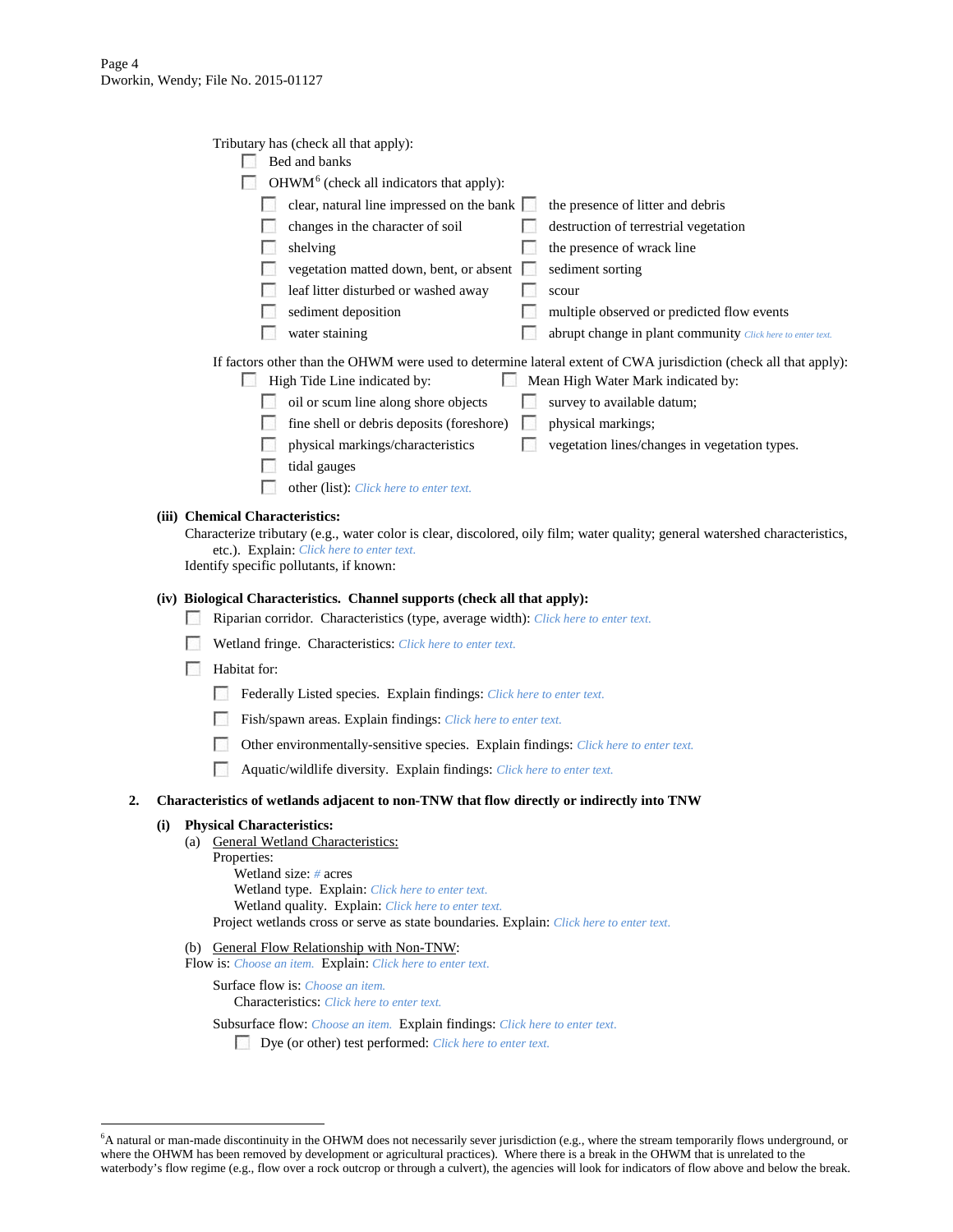Tributary has (check all that apply):

- ☐ Bed and banks
- ☐ OHWM[6] (check all indicators that apply):
  - ☐ clear, natural line impressed on the bank
  - ☐ changes in the character of soil
  - ☐ shelving
  - ☐ vegetation matted down, bent, or absent
  - ☐ leaf litter disturbed or washed away
  - ☐ sediment deposition
  - ☐ water staining
  - ☐ the presence of litter and debris
  - ☐ destruction of terrestrial vegetation
  - ☐ the presence of wrack line
  - ☐ sediment sorting
  - ☐ scour
  - ☐ multiple observed or predicted flow events
  - ☐ abrupt change in plant community *Click here to enter text.*

If factors other than the OHWM were used to determine lateral extent of CWA jurisdiction (check all that apply):

- ☐ High Tide Line indicated by:
  - ☐ oil or scum line along shore objects
  - ☐ fine shell or debris deposits (foreshore)
  - ☐ physical markings/characteristics
  - ☐ tidal gauges
  - ☐ other (list): *Click here to enter text.*
- ☐ Mean High Water Mark indicated by:
  - ☐ survey to available datum;
  - ☐ physical markings;
  - ☐ vegetation lines/changes in vegetation types.

**(iii) Chemical Characteristics:**

Characterize tributary (e.g., water color is clear, discolored, oily film; water quality; general watershed characteristics, etc.). Explain: *Click here to enter text.*

Identify specific pollutants, if known:

**(iv) Biological Characteristics. Channel supports (check all that apply):**

- ☐ Riparian corridor. Characteristics (type, average width): *Click here to enter text.*
- ☐ Wetland fringe. Characteristics: *Click here to enter text.*
- ☐ Habitat for:
  - ☐ Federally Listed species. Explain findings: *Click here to enter text.*
  - ☐ Fish/spawn areas. Explain findings: *Click here to enter text.*
  - ☐ Other environmentally-sensitive species. Explain findings: *Click here to enter text.*
  - ☐ Aquatic/wildlife diversity. Explain findings: *Click here to enter text.*

**2. Characteristics of wetlands adjacent to non-TNW that flow directly or indirectly into TNW**

**(i) Physical Characteristics:**

(a) General Wetland Characteristics:

Properties:

Wetland size: *#* acres

Wetland type. Explain: *Click here to enter text.*

Wetland quality. Explain: *Click here to enter text.*

Project wetlands cross or serve as state boundaries. Explain: *Click here to enter text.*

(b) General Flow Relationship with Non-TNW:

Flow is: *Choose an item.* Explain: *Click here to enter text.*

Surface flow is: *Choose an item.*

Characteristics: *Click here to enter text.*

Subsurface flow: *Choose an item.* Explain findings: *Click here to enter text.*

- ☐ Dye (or other) test performed: *Click here to enter text.*

---

[6]A natural or man-made discontinuity in the OHWM does not necessarily sever jurisdiction (e.g., where the stream temporarily flows underground, or where the OHWM has been removed by development or agricultural practices). Where there is a break in the OHWM that is unrelated to the waterbody's flow regime (e.g., flow over a rock outcrop or through a culvert), the agencies will look for indicators of flow above and below the break.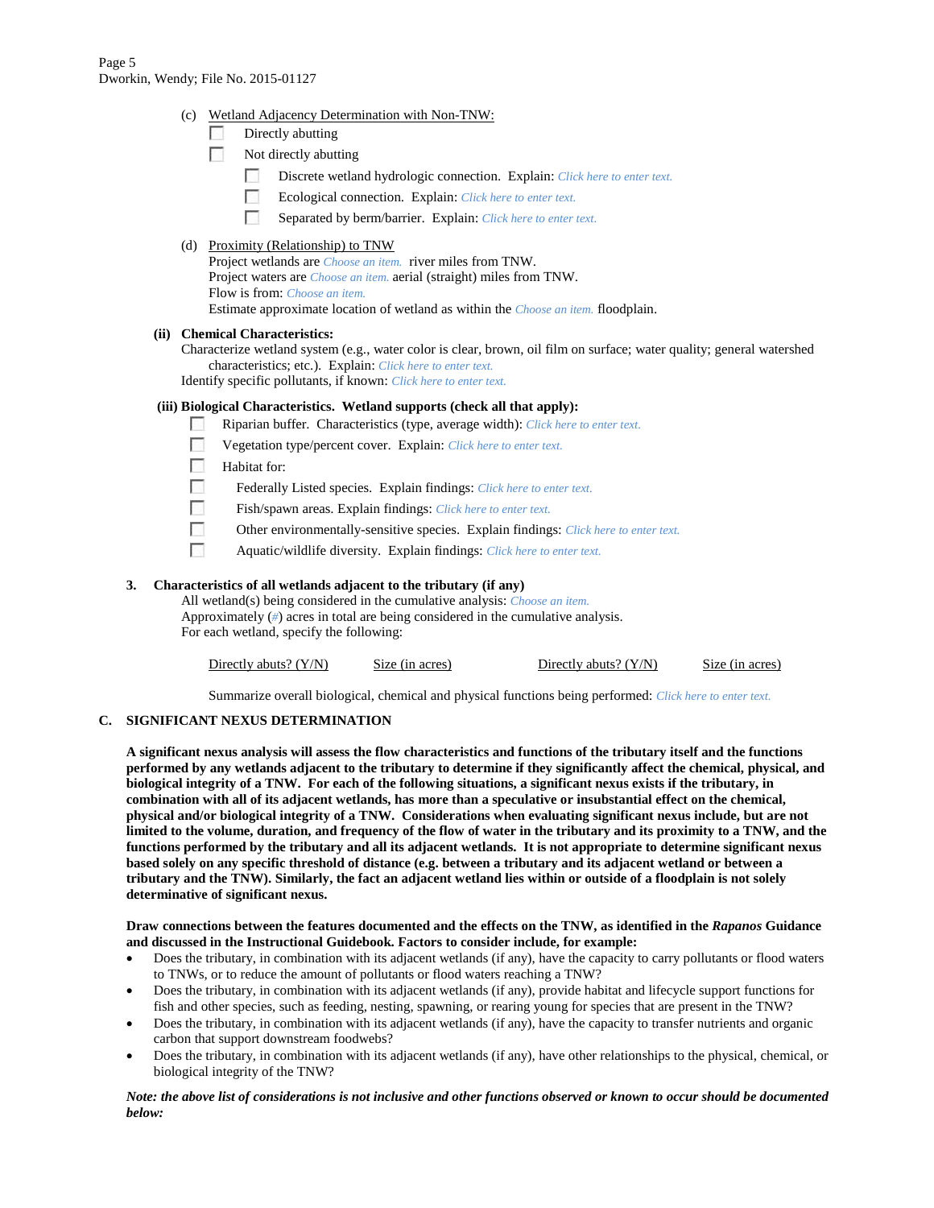(c) Wetland Adjacency Determination with Non-TNW:

- ☐ Directly abutting
- ☐ Not directly abutting
  - ☐ Discrete wetland hydrologic connection. Explain: *Click here to enter text.*
  - ☐ Ecological connection. Explain: *Click here to enter text.*
  - ☐ Separated by berm/barrier. Explain: *Click here to enter text.*

(d) Proximity (Relationship) to TNW

Project wetlands are *Choose an item.* river miles from TNW.
Project waters are *Choose an item.* aerial (straight) miles from TNW.
Flow is from: *Choose an item.*
Estimate approximate location of wetland as within the *Choose an item.* floodplain.

**(ii) Chemical Characteristics:**

Characterize wetland system (e.g., water color is clear, brown, oil film on surface; water quality; general watershed characteristics; etc.). Explain: *Click here to enter text.*
Identify specific pollutants, if known: *Click here to enter text.*

**(iii) Biological Characteristics. Wetland supports (check all that apply):**

- ☐ Riparian buffer. Characteristics (type, average width): *Click here to enter text.*
- ☐ Vegetation type/percent cover. Explain: *Click here to enter text.*
- ☐ Habitat for:
  - ☐ Federally Listed species. Explain findings: *Click here to enter text.*
  - ☐ Fish/spawn areas. Explain findings: *Click here to enter text.*
  - ☐ Other environmentally-sensitive species. Explain findings: *Click here to enter text.*
  - ☐ Aquatic/wildlife diversity. Explain findings: *Click here to enter text.*

**3. Characteristics of all wetlands adjacent to the tributary (if any)**

All wetland(s) being considered in the cumulative analysis: *Choose an item.*
Approximately (*#*) acres in total are being considered in the cumulative analysis.
For each wetland, specify the following:

| Directly abuts? (Y/N) | Size (in acres) | Directly abuts? (Y/N) | Size (in acres) |
|---|---|---|---|

Summarize overall biological, chemical and physical functions being performed: *Click here to enter text.*

## C. SIGNIFICANT NEXUS DETERMINATION

**A significant nexus analysis will assess the flow characteristics and functions of the tributary itself and the functions performed by any wetlands adjacent to the tributary to determine if they significantly affect the chemical, physical, and biological integrity of a TNW. For each of the following situations, a significant nexus exists if the tributary, in combination with all of its adjacent wetlands, has more than a speculative or insubstantial effect on the chemical, physical and/or biological integrity of a TNW. Considerations when evaluating significant nexus include, but are not limited to the volume, duration, and frequency of the flow of water in the tributary and its proximity to a TNW, and the functions performed by the tributary and all its adjacent wetlands. It is not appropriate to determine significant nexus based solely on any specific threshold of distance (e.g. between a tributary and its adjacent wetland or between a tributary and the TNW). Similarly, the fact an adjacent wetland lies within or outside of a floodplain is not solely determinative of significant nexus.**

**Draw connections between the features documented and the effects on the TNW, as identified in the *Rapanos* Guidance and discussed in the Instructional Guidebook. Factors to consider include, for example:**

- Does the tributary, in combination with its adjacent wetlands (if any), have the capacity to carry pollutants or flood waters to TNWs, or to reduce the amount of pollutants or flood waters reaching a TNW?
- Does the tributary, in combination with its adjacent wetlands (if any), provide habitat and lifecycle support functions for fish and other species, such as feeding, nesting, spawning, or rearing young for species that are present in the TNW?
- Does the tributary, in combination with its adjacent wetlands (if any), have the capacity to transfer nutrients and organic carbon that support downstream foodwebs?
- Does the tributary, in combination with its adjacent wetlands (if any), have other relationships to the physical, chemical, or biological integrity of the TNW?

***Note: the above list of considerations is not inclusive and other functions observed or known to occur should be documented below:***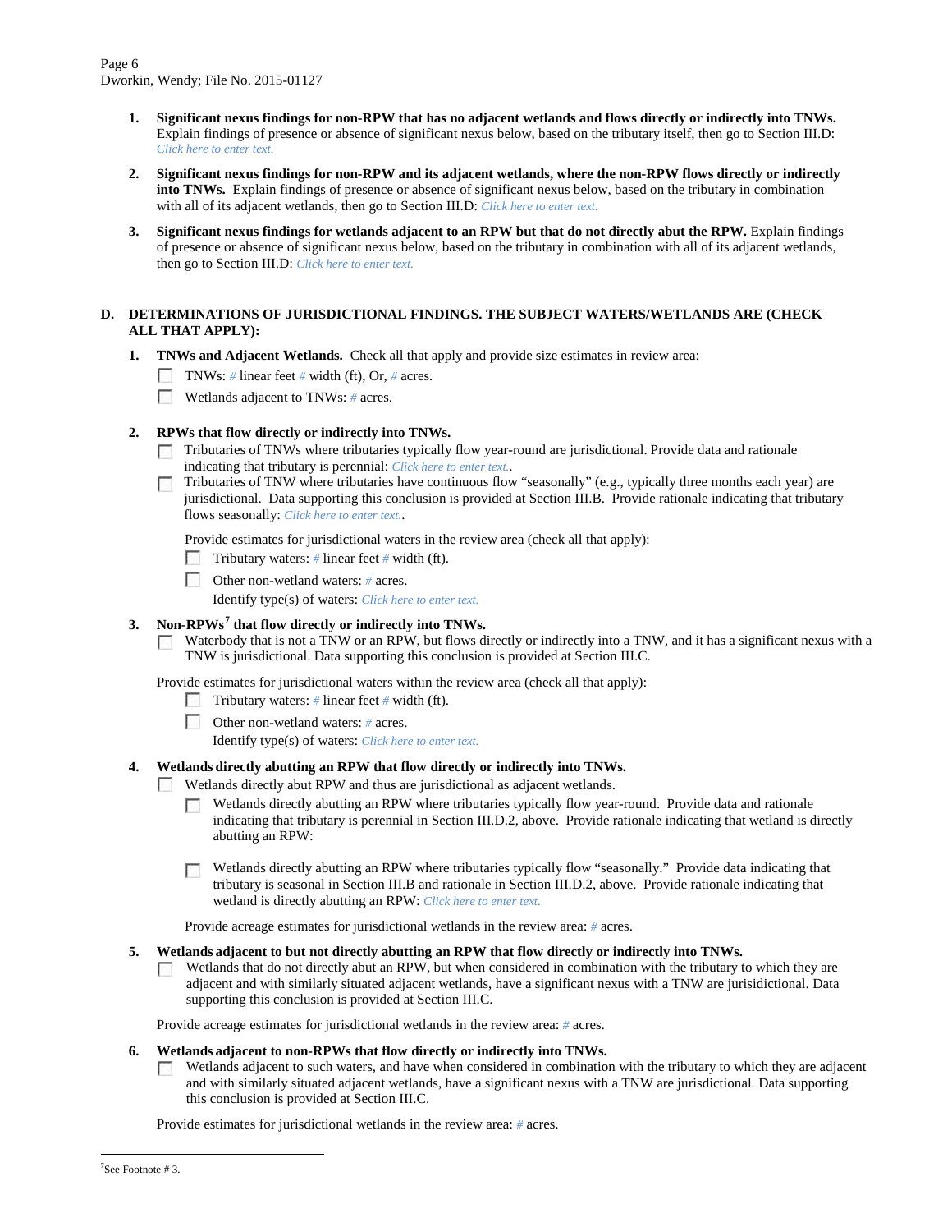1. **Significant nexus findings for non-RPW that has no adjacent wetlands and flows directly or indirectly into TNWs.** Explain findings of presence or absence of significant nexus below, based on the tributary itself, then go to Section III.D: *Click here to enter text.*

2. **Significant nexus findings for non-RPW and its adjacent wetlands, where the non-RPW flows directly or indirectly into TNWs.** Explain findings of presence or absence of significant nexus below, based on the tributary in combination with all of its adjacent wetlands, then go to Section III.D: *Click here to enter text.*

3. **Significant nexus findings for wetlands adjacent to an RPW but that do not directly abut the RPW.** Explain findings of presence or absence of significant nexus below, based on the tributary in combination with all of its adjacent wetlands, then go to Section III.D: *Click here to enter text.*

**D. DETERMINATIONS OF JURISDICTIONAL FINDINGS. THE SUBJECT WATERS/WETLANDS ARE (CHECK ALL THAT APPLY):**

1. **TNWs and Adjacent Wetlands.** Check all that apply and provide size estimates in review area:
   - ☐ TNWs: *#* linear feet *#* width (ft), Or, *#* acres.
   - ☐ Wetlands adjacent to TNWs: *#* acres.

2. **RPWs that flow directly or indirectly into TNWs.**
   - ☐ Tributaries of TNWs where tributaries typically flow year-round are jurisdictional. Provide data and rationale indicating that tributary is perennial: *Click here to enter text.*.
   - ☐ Tributaries of TNW where tributaries have continuous flow "seasonally" (e.g., typically three months each year) are jurisdictional. Data supporting this conclusion is provided at Section III.B. Provide rationale indicating that tributary flows seasonally: *Click here to enter text.*.

   Provide estimates for jurisdictional waters in the review area (check all that apply):
   - ☐ Tributary waters: *#* linear feet *#* width (ft).
   - ☐ Other non-wetland waters: *#* acres.
     Identify type(s) of waters: *Click here to enter text.*

3. **Non-RPWs[7] that flow directly or indirectly into TNWs.**
   - ☐ Waterbody that is not a TNW or an RPW, but flows directly or indirectly into a TNW, and it has a significant nexus with a TNW is jurisdictional. Data supporting this conclusion is provided at Section III.C.

   Provide estimates for jurisdictional waters within the review area (check all that apply):
   - ☐ Tributary waters: *#* linear feet *#* width (ft).
   - ☐ Other non-wetland waters: *#* acres.
     Identify type(s) of waters: *Click here to enter text.*

4. **Wetlands directly abutting an RPW that flow directly or indirectly into TNWs.**
   - ☐ Wetlands directly abut RPW and thus are jurisdictional as adjacent wetlands.
     - ☐ Wetlands directly abutting an RPW where tributaries typically flow year-round. Provide data and rationale indicating that tributary is perennial in Section III.D.2, above. Provide rationale indicating that wetland is directly abutting an RPW:
     - ☐ Wetlands directly abutting an RPW where tributaries typically flow "seasonally." Provide data indicating that tributary is seasonal in Section III.B and rationale in Section III.D.2, above. Provide rationale indicating that wetland is directly abutting an RPW: *Click here to enter text.*

   Provide acreage estimates for jurisdictional wetlands in the review area: *#* acres.

5. **Wetlands adjacent to but not directly abutting an RPW that flow directly or indirectly into TNWs.**
   - ☐ Wetlands that do not directly abut an RPW, but when considered in combination with the tributary to which they are adjacent and with similarly situated adjacent wetlands, have a significant nexus with a TNW are jurisidictional. Data supporting this conclusion is provided at Section III.C.

   Provide acreage estimates for jurisdictional wetlands in the review area: *#* acres.

6. **Wetlands adjacent to non-RPWs that flow directly or indirectly into TNWs.**
   - ☐ Wetlands adjacent to such waters, and have when considered in combination with the tributary to which they are adjacent and with similarly situated adjacent wetlands, have a significant nexus with a TNW are jurisdictional. Data supporting this conclusion is provided at Section III.C.

   Provide estimates for jurisdictional wetlands in the review area: *#* acres.

---

[7] See Footnote # 3.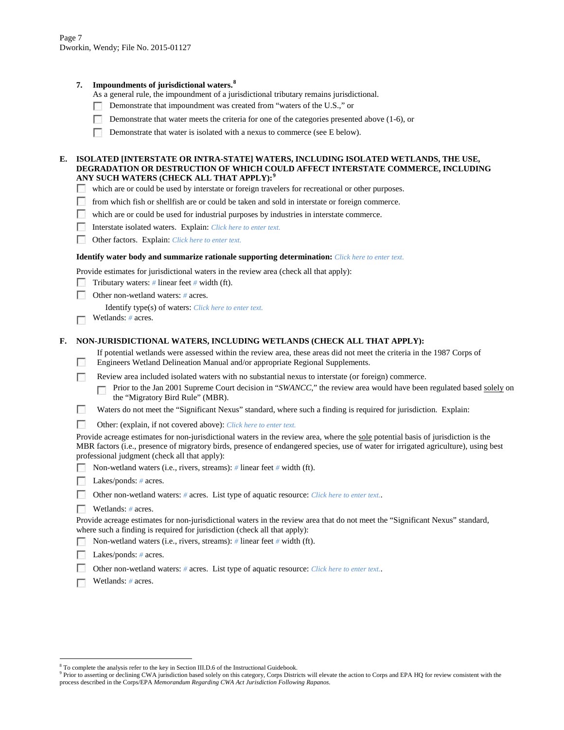7. **Impoundments of jurisdictional waters.**[8]
As a general rule, the impoundment of a jurisdictional tributary remains jurisdictional.
   - ☐ Demonstrate that impoundment was created from "waters of the U.S.," or
   - ☐ Demonstrate that water meets the criteria for one of the categories presented above (1-6), or
   - ☐ Demonstrate that water is isolated with a nexus to commerce (see E below).

**E. ISOLATED [INTERSTATE OR INTRA-STATE] WATERS, INCLUDING ISOLATED WETLANDS, THE USE, DEGRADATION OR DESTRUCTION OF WHICH COULD AFFECT INTERSTATE COMMERCE, INCLUDING ANY SUCH WATERS (CHECK ALL THAT APPLY):**[9]

- ☐ which are or could be used by interstate or foreign travelers for recreational or other purposes.
- ☐ from which fish or shellfish are or could be taken and sold in interstate or foreign commerce.
- ☐ which are or could be used for industrial purposes by industries in interstate commerce.
- ☐ Interstate isolated waters. Explain: *Click here to enter text.*
- ☐ Other factors. Explain: *Click here to enter text.*

**Identify water body and summarize rationale supporting determination:** *Click here to enter text.*

Provide estimates for jurisdictional waters in the review area (check all that apply):

- ☐ Tributary waters: # linear feet # width (ft).
- ☐ Other non-wetland waters: # acres.
  Identify type(s) of waters: *Click here to enter text.*
- ☐ Wetlands: # acres.

**F. NON-JURISDICTIONAL WATERS, INCLUDING WETLANDS (CHECK ALL THAT APPLY):**

- ☐ If potential wetlands were assessed within the review area, these areas did not meet the criteria in the 1987 Corps of Engineers Wetland Delineation Manual and/or appropriate Regional Supplements.
- ☐ Review area included isolated waters with no substantial nexus to interstate (or foreign) commerce.
  - ☐ Prior to the Jan 2001 Supreme Court decision in "*SWANCC*," the review area would have been regulated based solely on the "Migratory Bird Rule" (MBR).
- ☐ Waters do not meet the "Significant Nexus" standard, where such a finding is required for jurisdiction. Explain:
- ☐ Other: (explain, if not covered above): *Click here to enter text.*

Provide acreage estimates for non-jurisdictional waters in the review area, where the sole potential basis of jurisdiction is the MBR factors (i.e., presence of migratory birds, presence of endangered species, use of water for irrigated agriculture), using best professional judgment (check all that apply):

- ☐ Non-wetland waters (i.e., rivers, streams): # linear feet # width (ft).
- ☐ Lakes/ponds: # acres.
- ☐ Other non-wetland waters: # acres. List type of aquatic resource: *Click here to enter text.*.
- ☐ Wetlands: # acres.

Provide acreage estimates for non-jurisdictional waters in the review area that do not meet the "Significant Nexus" standard, where such a finding is required for jurisdiction (check all that apply):

- ☐ Non-wetland waters (i.e., rivers, streams): # linear feet # width (ft).
- ☐ Lakes/ponds: # acres.
- ☐ Other non-wetland waters: # acres. List type of aquatic resource: *Click here to enter text.*.
- ☐ Wetlands: # acres.

---

[8] To complete the analysis refer to the key in Section III.D.6 of the Instructional Guidebook.
[9] Prior to asserting or declining CWA jurisdiction based solely on this category, Corps Districts will elevate the action to Corps and EPA HQ for review consistent with the process described in the Corps/EPA *Memorandum Regarding CWA Act Jurisdiction Following Rapanos.*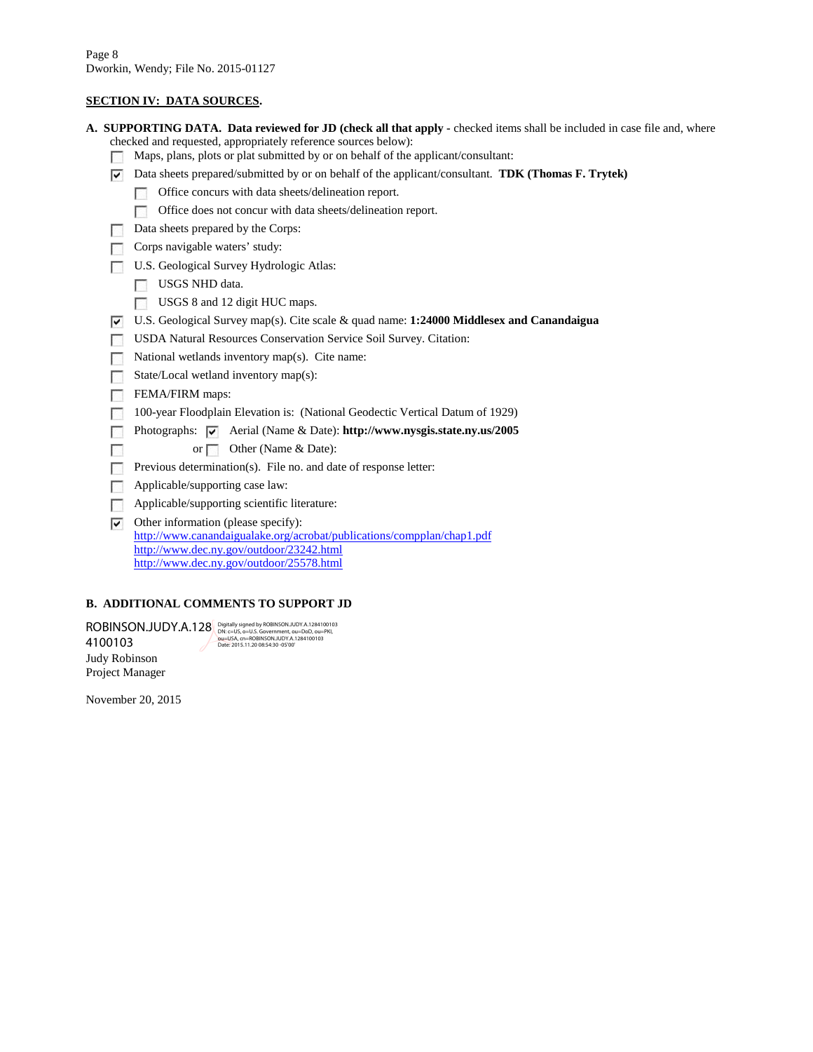**SECTION IV: DATA SOURCES.**

**A. SUPPORTING DATA. Data reviewed for JD (check all that apply** - checked items shall be included in case file and, where checked and requested, appropriately reference sources below):

- ☐ Maps, plans, plots or plat submitted by or on behalf of the applicant/consultant:
- ☑ Data sheets prepared/submitted by or on behalf of the applicant/consultant. **TDK (Thomas F. Trytek)**
  - ☐ Office concurs with data sheets/delineation report.
  - ☐ Office does not concur with data sheets/delineation report.
- ☐ Data sheets prepared by the Corps:
- ☐ Corps navigable waters' study:
- ☐ U.S. Geological Survey Hydrologic Atlas:
  - ☐ USGS NHD data.
  - ☐ USGS 8 and 12 digit HUC maps.
- ☑ U.S. Geological Survey map(s). Cite scale & quad name: **1:24000 Middlesex and Canandaigua**
- ☐ USDA Natural Resources Conservation Service Soil Survey. Citation:
- ☐ National wetlands inventory map(s). Cite name:
- ☐ State/Local wetland inventory map(s):
- ☐ FEMA/FIRM maps:
- ☐ 100-year Floodplain Elevation is: (National Geodectic Vertical Datum of 1929)
- ☐ Photographs: ☑ Aerial (Name & Date): **http://www.nysgis.state.ny.us/2005**
- ☐ or ☐ Other (Name & Date):
- ☐ Previous determination(s). File no. and date of response letter:
- ☐ Applicable/supporting case law:
- ☐ Applicable/supporting scientific literature:
- ☑ Other information (please specify):
  http://www.canandaigualake.org/acrobat/publications/compplan/chap1.pdf
  http://www.dec.ny.gov/outdoor/23242.html
  http://www.dec.ny.gov/outdoor/25578.html

**B. ADDITIONAL COMMENTS TO SUPPORT JD**

ROBINSON.JUDY.A.1284100103 Digitally signed by ROBINSON.JUDY.A.1284100103 DN: c=US, o=U.S. Government, ou=DoD, ou=PKI, ou=USA, cn=ROBINSON.JUDY.A.1284100103 Date: 2015.11.20 08:54:30 -05'00'

Judy Robinson
Project Manager

November 20, 2015